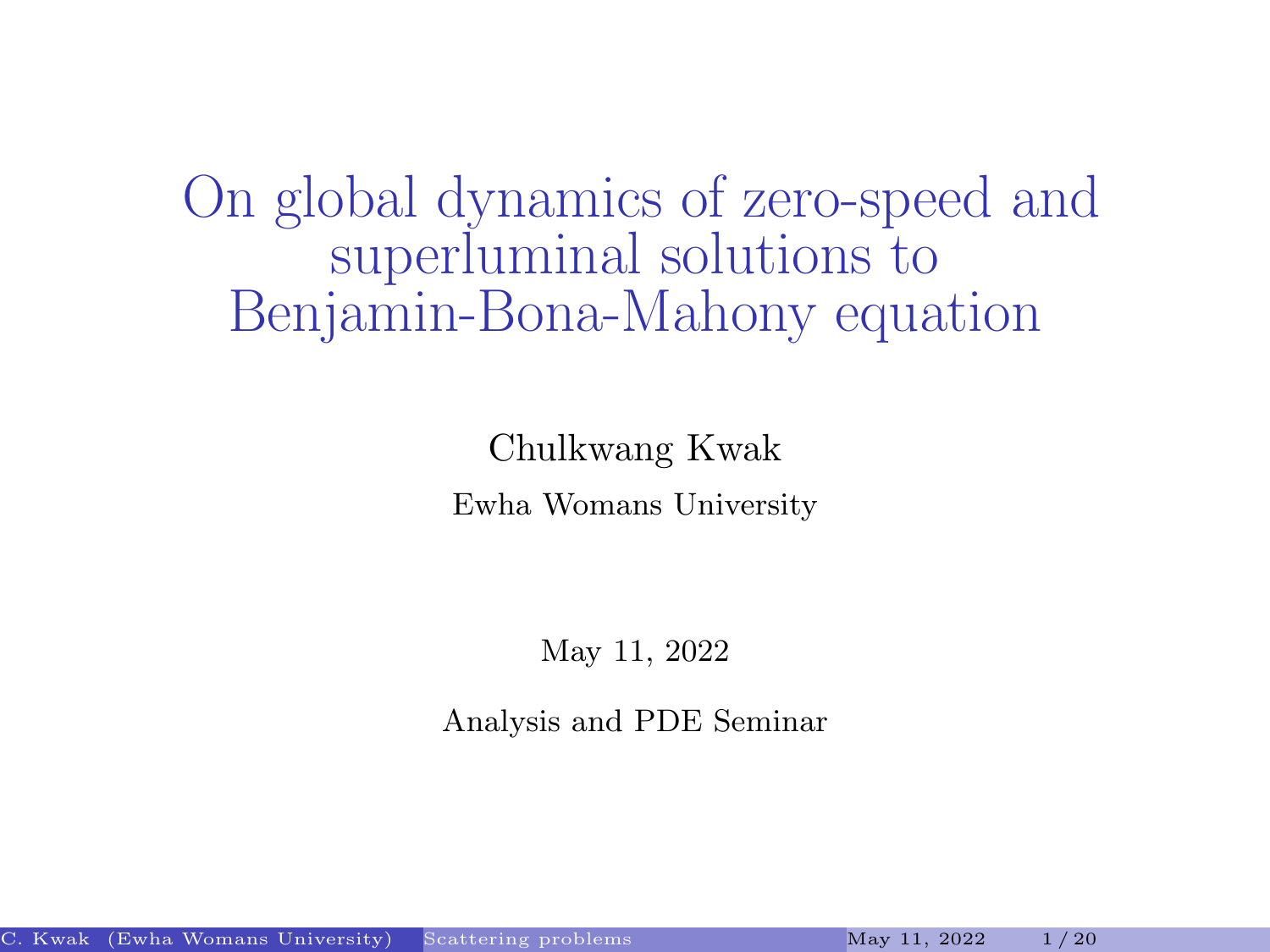# On global dynamics of zero-speed and superluminal solutions to Benjamin-Bona-Mahony equation

Chulkwang Kwak

Ewha Womans University

May 11, 2022

Analysis and PDE Seminar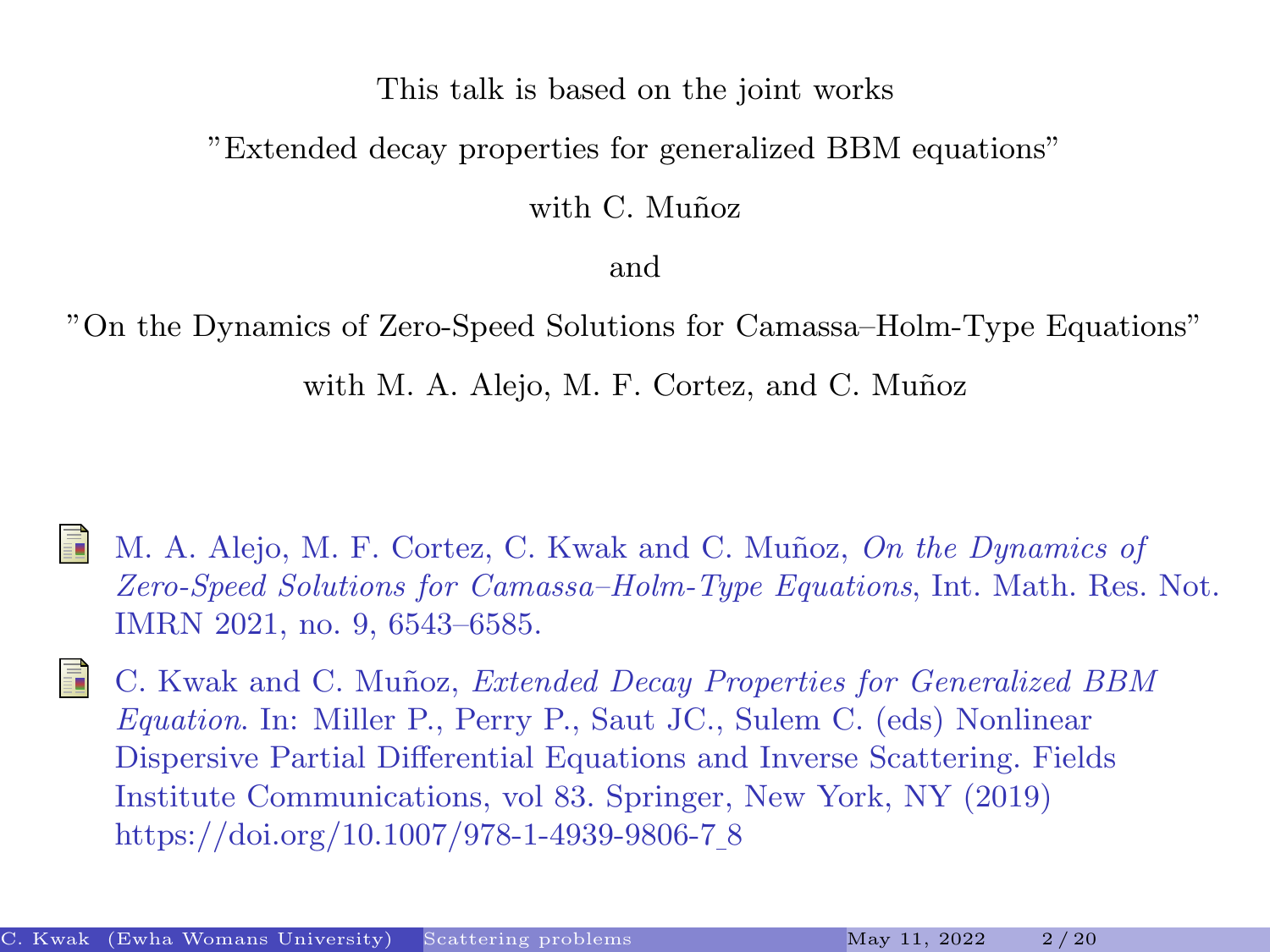This talk is based on the joint works

"Extended decay properties for generalized BBM equations"

with C. Muñoz

and

"On the Dynamics of Zero-Speed Solutions for Camassa–Holm-Type Equations"

with M. A. Alejo, M. F. Cortez, and C. Muñoz

- M. A. Alejo, M. F. Cortez, C. Kwak and C. Muñoz, *On the Dynamics of Zero-Speed Solutions for Camassa–Holm-Type Equations*, Int. Math. Res. Not. IMRN 2021, no. 9, 6543–6585.
- C. Kwak and C. Muñoz, *Extended Decay Properties for Generalized BBM Equation*. In: Miller P., Perry P., Saut JC., Sulem C. (eds) Nonlinear Dispersive Partial Differential Equations and Inverse Scattering. Fields Institute Communications, vol 83. Springer, New York, NY (2019) https://doi.org/10.1007/978-1-4939-9806-7_8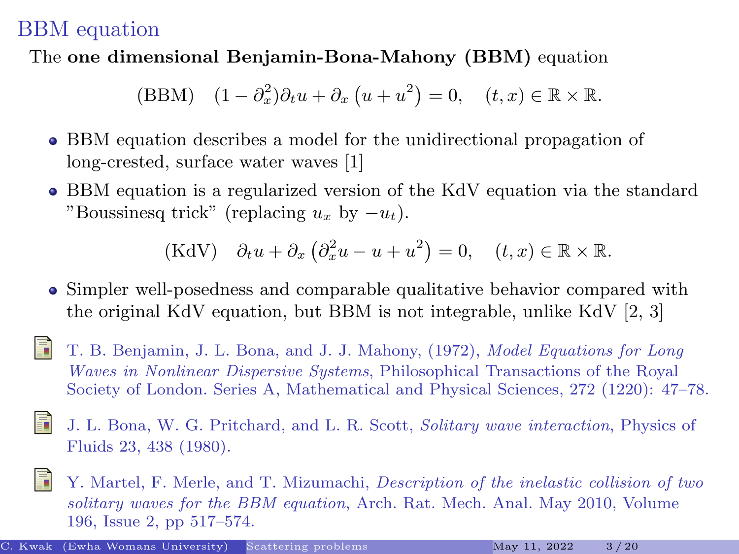## BBM equation

The **one dimensional Benjamin-Bona-Mahony (BBM)** equation

$$\text{(BBM)} \quad (1 - \partial_x^2)\partial_t u + \partial_x \left(u + u^2\right) = 0, \quad (t, x) \in \mathbb{R} \times \mathbb{R}.$$

- BBM equation describes a model for the unidirectional propagation of long-crested, surface water waves [1]
- BBM equation is a regularized version of the KdV equation via the standard "Boussinesq trick" (replacing $u_x$ by $-u_t$).

$$\text{(KdV)} \quad \partial_t u + \partial_x \left(\partial_x^2 u - u + u^2\right) = 0, \quad (t, x) \in \mathbb{R} \times \mathbb{R}.$$

- Simpler well-posedness and comparable qualitative behavior compared with the original KdV equation, but BBM is not integrable, unlike KdV [2, 3]

T. B. Benjamin, J. L. Bona, and J. J. Mahony, (1972), *Model Equations for Long Waves in Nonlinear Dispersive Systems*, Philosophical Transactions of the Royal Society of London. Series A, Mathematical and Physical Sciences, 272 (1220): 47–78.

J. L. Bona, W. G. Pritchard, and L. R. Scott, *Solitary wave interaction*, Physics of Fluids 23, 438 (1980).

Y. Martel, F. Merle, and T. Mizumachi, *Description of the inelastic collision of two solitary waves for the BBM equation*, Arch. Rat. Mech. Anal. May 2010, Volume 196, Issue 2, pp 517–574.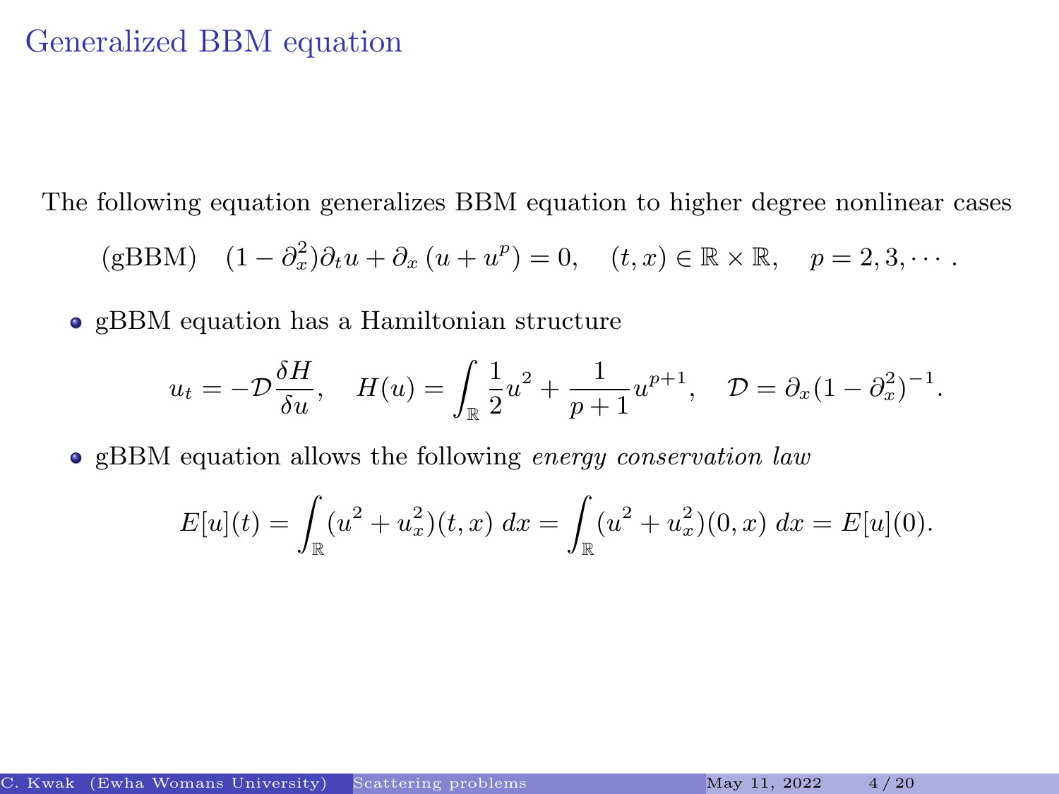# Generalized BBM equation

The following equation generalizes BBM equation to higher degree nonlinear cases

$$\text{(gBBM)} \quad (1-\partial_x^2)\partial_t u + \partial_x\left(u + u^p\right) = 0, \quad (t,x) \in \mathbb{R}\times\mathbb{R}, \quad p = 2, 3, \cdots .$$

- gBBM equation has a Hamiltonian structure

$$u_t = -\mathcal{D}\frac{\delta H}{\delta u}, \quad H(u) = \int_{\mathbb{R}} \frac{1}{2}u^2 + \frac{1}{p+1}u^{p+1}, \quad \mathcal{D} = \partial_x(1-\partial_x^2)^{-1}.$$

- gBBM equation allows the following *energy conservation law*

$$E[u](t) = \int_{\mathbb{R}} (u^2 + u_x^2)(t,x)\, dx = \int_{\mathbb{R}} (u^2 + u_x^2)(0,x)\, dx = E[u](0).$$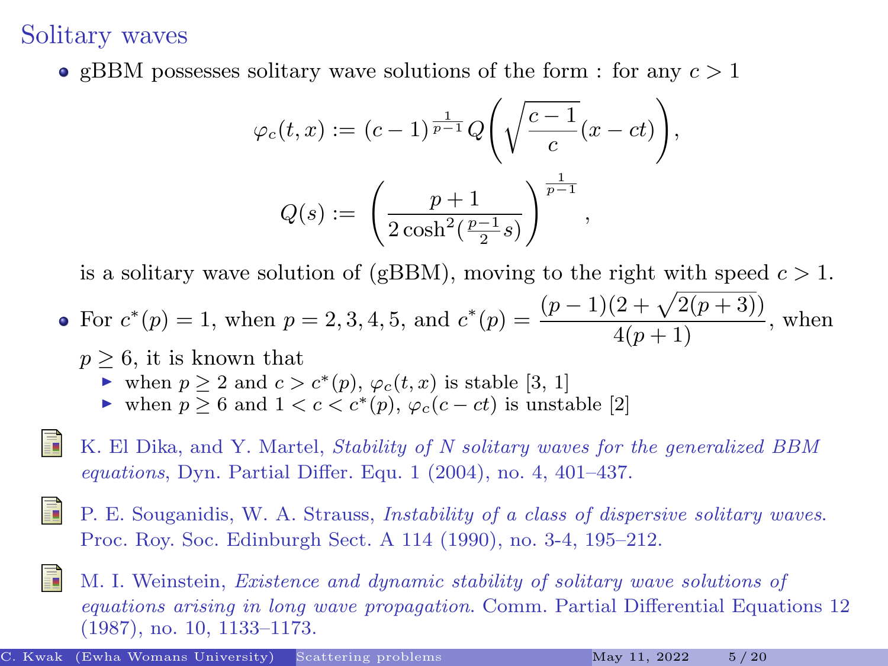## Solitary waves

- gBBM possesses solitary wave solutions of the form : for any $c > 1$

$$\varphi_c(t,x) := (c-1)^{\frac{1}{p-1}} Q\left(\sqrt{\frac{c-1}{c}}(x-ct)\right),$$

$$Q(s) := \left(\frac{p+1}{2\cosh^2(\frac{p-1}{2}s)}\right)^{\frac{1}{p-1}},$$

  is a solitary wave solution of (gBBM), moving to the right with speed $c > 1$.

- For $c^*(p) = 1$, when $p = 2, 3, 4, 5$, and $c^*(p) = \frac{(p-1)(2+\sqrt{2(p+3)})}{4(p+1)}$, when $p \geq 6$, it is known that
  - when $p \geq 2$ and $c > c^*(p)$, $\varphi_c(t,x)$ is stable [3, 1]
  - when $p \geq 6$ and $1 < c < c^*(p)$, $\varphi_c(c - ct)$ is unstable [2]

K. El Dika, and Y. Martel, *Stability of N solitary waves for the generalized BBM equations*, Dyn. Partial Differ. Equ. 1 (2004), no. 4, 401–437.

P. E. Souganidis, W. A. Strauss, *Instability of a class of dispersive solitary waves.* Proc. Roy. Soc. Edinburgh Sect. A 114 (1990), no. 3-4, 195–212.

M. I. Weinstein, *Existence and dynamic stability of solitary wave solutions of equations arising in long wave propagation.* Comm. Partial Differential Equations 12 (1987), no. 10, 1133–1173.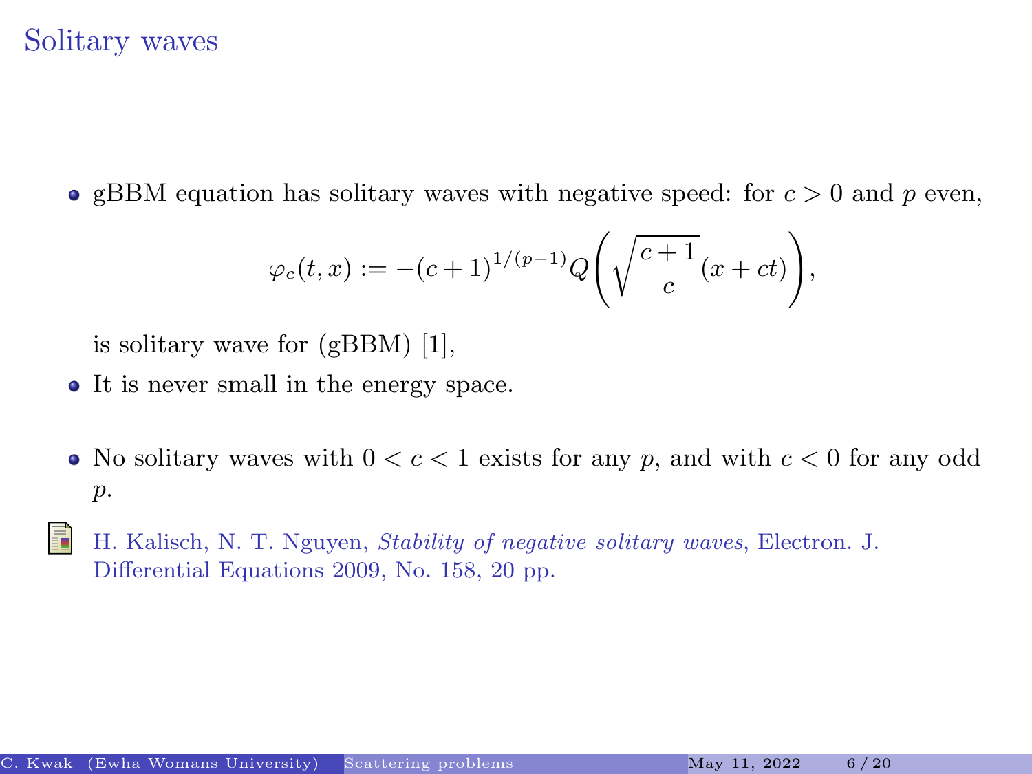# Solitary waves

- gBBM equation has solitary waves with negative speed: for $c > 0$ and $p$ even,

$$\varphi_c(t,x) := -(c+1)^{1/(p-1)} Q\left(\sqrt{\frac{c+1}{c}}(x+ct)\right),$$

  is solitary wave for (gBBM) [1],
- It is never small in the energy space.
- No solitary waves with $0 < c < 1$ exists for any $p$, and with $c < 0$ for any odd $p$.

H. Kalisch, N. T. Nguyen, *Stability of negative solitary waves*, Electron. J. Differential Equations 2009, No. 158, 20 pp.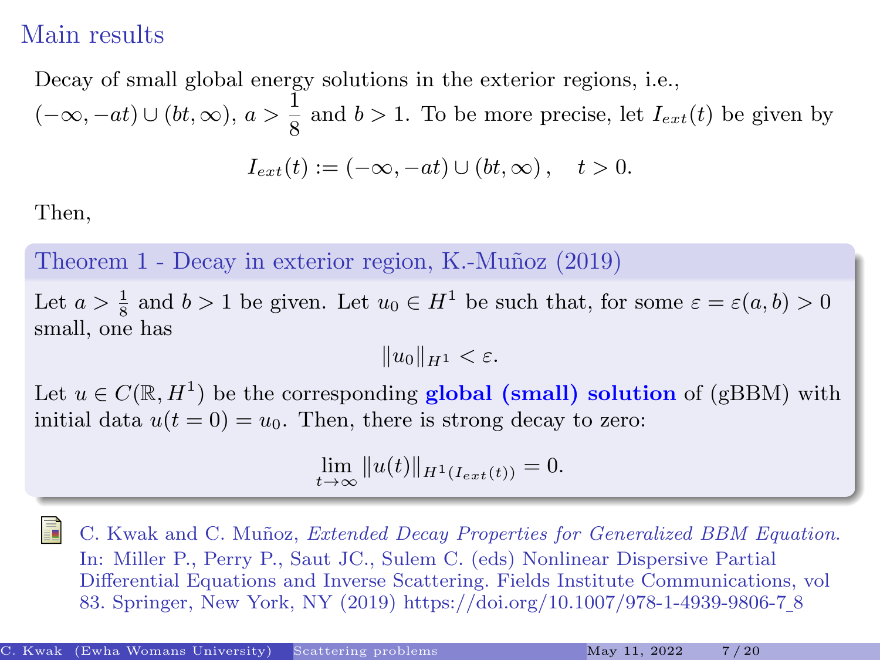# Main results

Decay of small global energy solutions in the exterior regions, i.e., $(-\infty, -at) \cup (bt, \infty)$, $a > \dfrac{1}{8}$ and $b > 1$. To be more precise, let $I_{ext}(t)$ be given by

$$I_{ext}(t) := (-\infty, -at) \cup (bt, \infty), \quad t > 0.$$

Then,

**Theorem 1 - Decay in exterior region, K.-Muñoz (2019)**

Let $a > \frac{1}{8}$ and $b > 1$ be given. Let $u_0 \in H^1$ be such that, for some $\varepsilon = \varepsilon(a, b) > 0$ small, one has

$$\|u_0\|_{H^1} < \varepsilon.$$

Let $u \in C(\mathbb{R}, H^1)$ be the corresponding **global (small) solution** of (gBBM) with initial data $u(t = 0) = u_0$. Then, there is strong decay to zero:

$$\lim_{t \to \infty} \|u(t)\|_{H^1(I_{ext}(t))} = 0.$$

C. Kwak and C. Muñoz, *Extended Decay Properties for Generalized BBM Equation.* In: Miller P., Perry P., Saut JC., Sulem C. (eds) Nonlinear Dispersive Partial Differential Equations and Inverse Scattering. Fields Institute Communications, vol 83. Springer, New York, NY (2019) https://doi.org/10.1007/978-1-4939-9806-7_8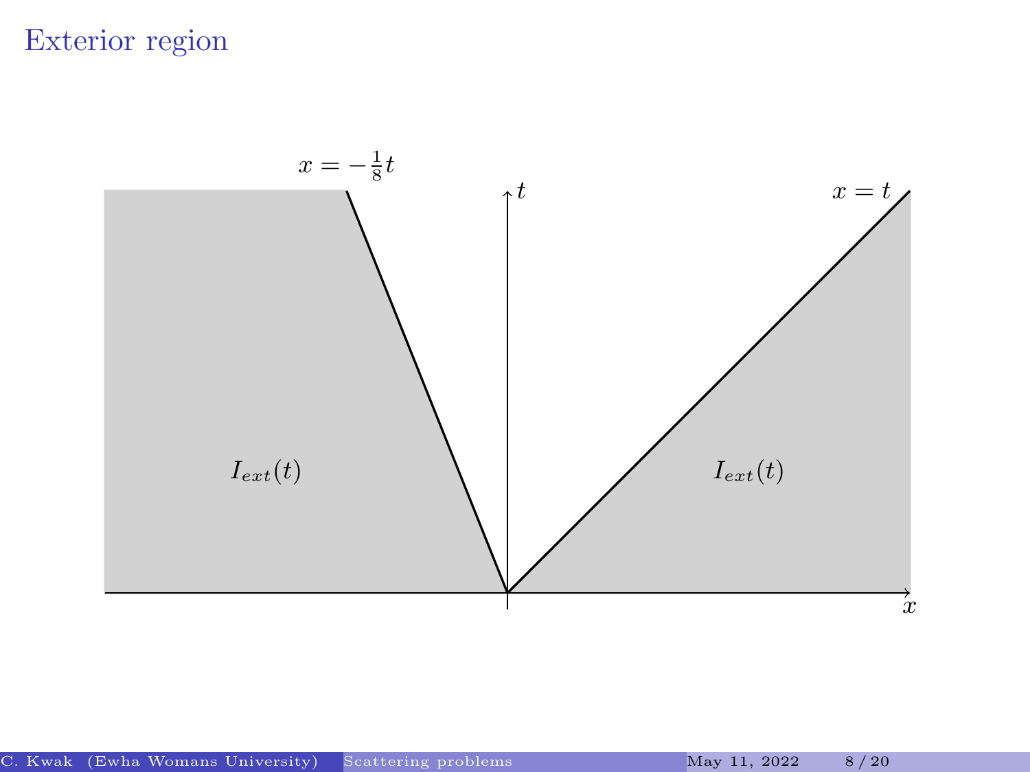# Exterior region

$x = -\frac{1}{8}t$

$x = t$

$t$

$x$

$I_{ext}(t)$

$I_{ext}(t)$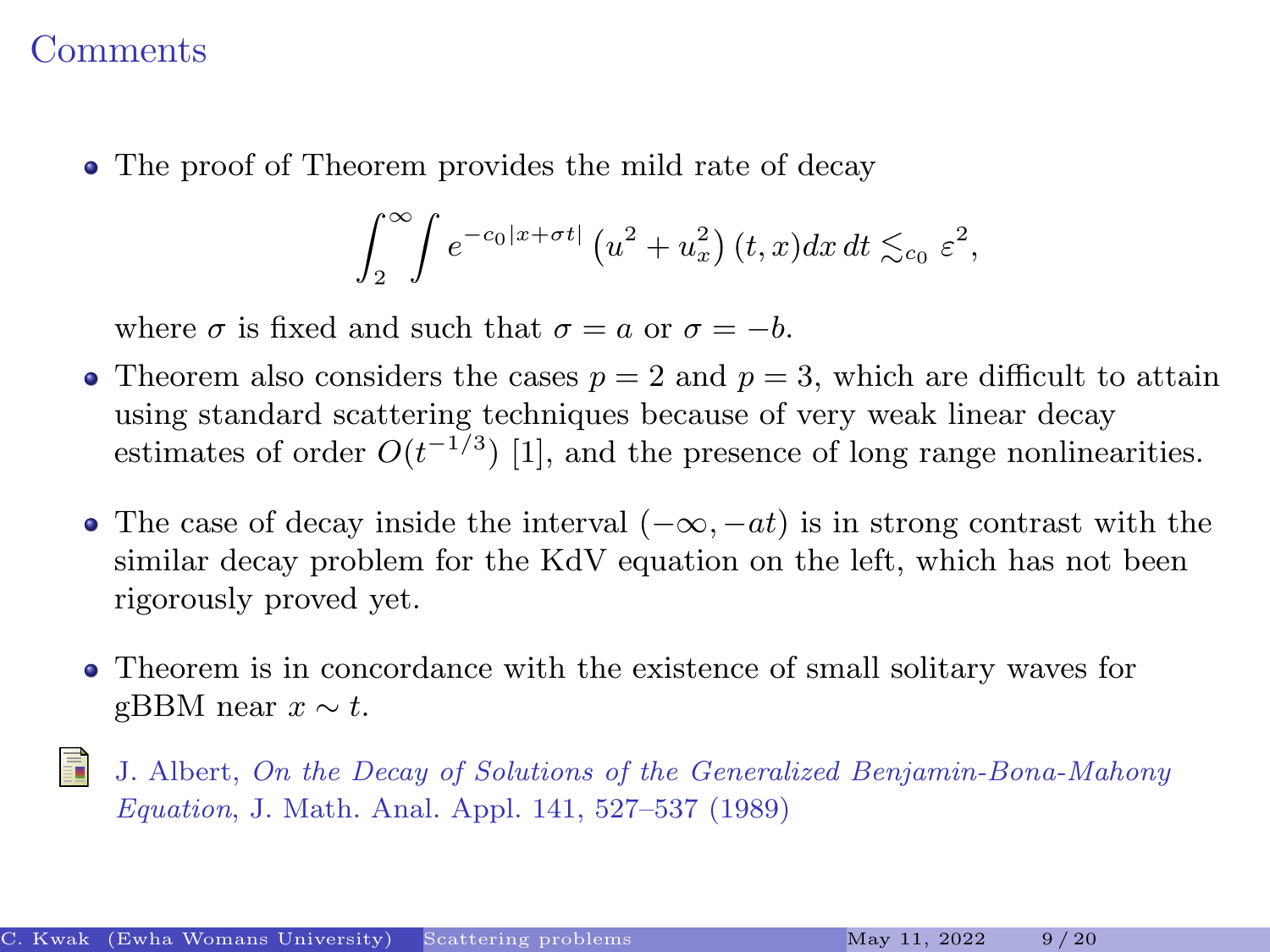# Comments

- The proof of Theorem provides the mild rate of decay

$$\int_2^\infty \int e^{-c_0|x+\sigma t|} \left(u^2 + u_x^2\right)(t,x) dx\, dt \lesssim_{c_0} \varepsilon^2,$$

  where $\sigma$ is fixed and such that $\sigma = a$ or $\sigma = -b$.

- Theorem also considers the cases $p = 2$ and $p = 3$, which are difficult to attain using standard scattering techniques because of very weak linear decay estimates of order $O(t^{-1/3})$ [1], and the presence of long range nonlinearities.

- The case of decay inside the interval $(-\infty, -at)$ is in strong contrast with the similar decay problem for the KdV equation on the left, which has not been rigorously proved yet.

- Theorem is in concordance with the existence of small solitary waves for gBBM near $x \sim t$.

J. Albert, *On the Decay of Solutions of the Generalized Benjamin-Bona-Mahony Equation*, J. Math. Anal. Appl. 141, 527–537 (1989)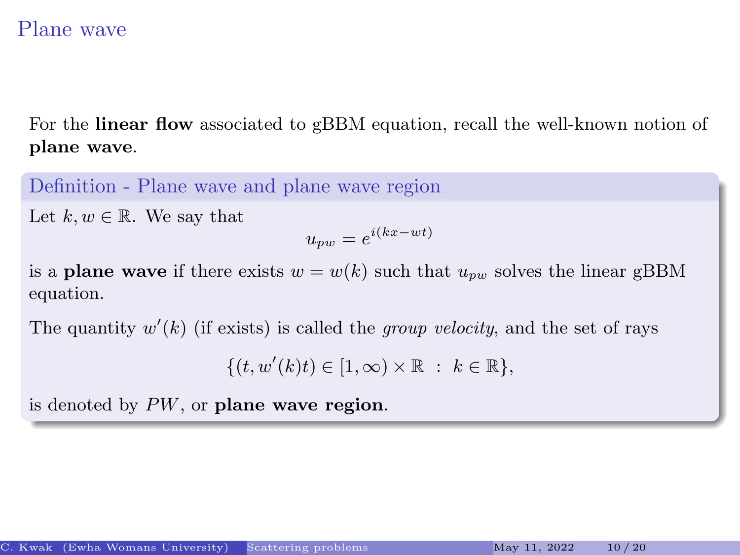# Plane wave

For the **linear flow** associated to gBBM equation, recall the well-known notion of **plane wave**.

**Definition - Plane wave and plane wave region**

Let $k, w \in \mathbb{R}$. We say that

$$u_{pw} = e^{i(kx - wt)}$$

is a **plane wave** if there exists $w = w(k)$ such that $u_{pw}$ solves the linear gBBM equation.

The quantity $w'(k)$ (if exists) is called the *group velocity*, and the set of rays

$$\{(t, w'(k)t) \in [1, \infty) \times \mathbb{R} \ : \ k \in \mathbb{R}\},$$

is denoted by $PW$, or **plane wave region**.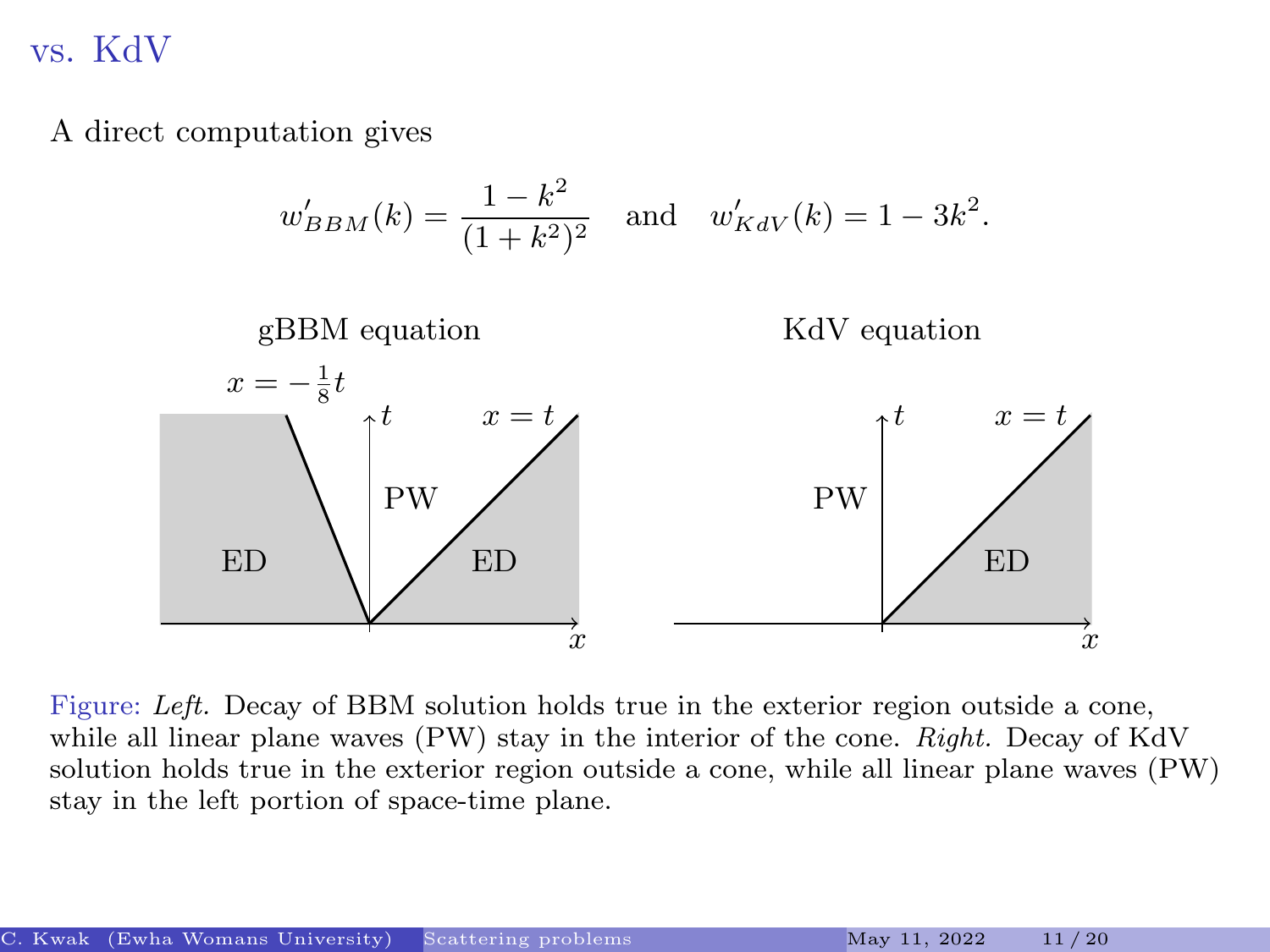# vs. KdV

A direct computation gives

$$w'_{BBM}(k) = \frac{1-k^2}{(1+k^2)^2} \quad \text{and} \quad w'_{KdV}(k) = 1 - 3k^2.$$

gBBM equation

KdV equation

Figure: *Left.* Decay of BBM solution holds true in the exterior region outside a cone, while all linear plane waves (PW) stay in the interior of the cone. *Right.* Decay of KdV solution holds true in the exterior region outside a cone, while all linear plane waves (PW) stay in the left portion of space-time plane.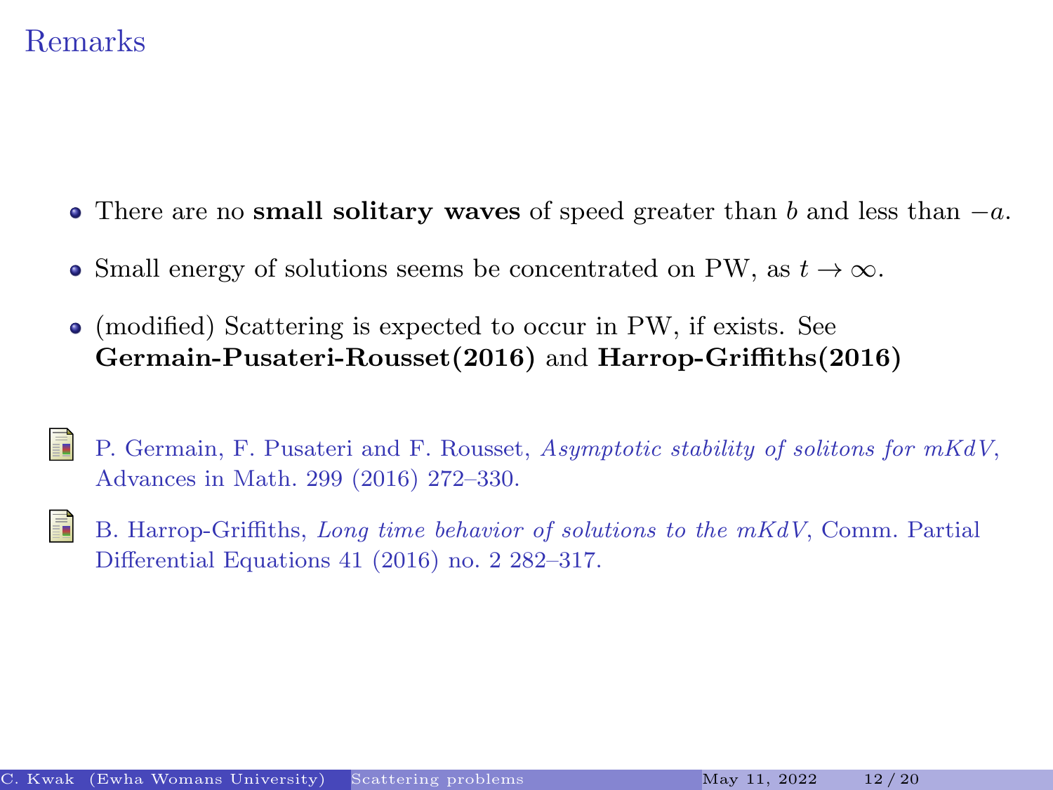# Remarks

- There are no **small solitary waves** of speed greater than $b$ and less than $-a$.
- Small energy of solutions seems be concentrated on PW, as $t \to \infty$.
- (modified) Scattering is expected to occur in PW, if exists. See **Germain-Pusateri-Rousset(2016)** and **Harrop-Griffiths(2016)**

P. Germain, F. Pusateri and F. Rousset, *Asymptotic stability of solitons for mKdV*, Advances in Math. 299 (2016) 272–330.

B. Harrop-Griffiths, *Long time behavior of solutions to the mKdV*, Comm. Partial Differential Equations 41 (2016) no. 2 282–317.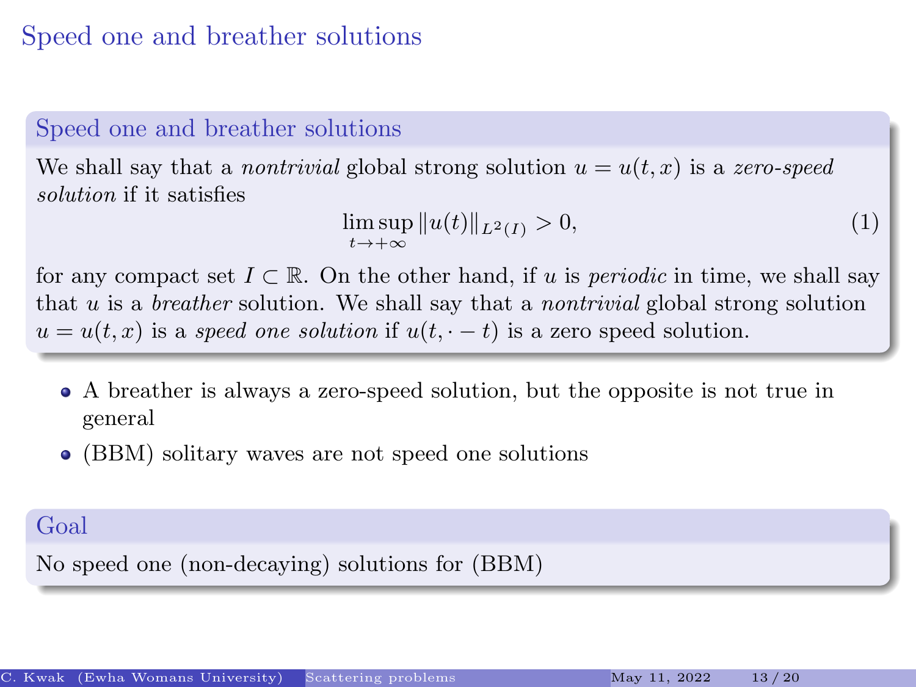# Speed one and breather solutions

### Speed one and breather solutions

We shall say that a *nontrivial* global strong solution $u = u(t,x)$ is a *zero-speed solution* if it satisfies

$$\limsup_{t \to +\infty} \|u(t)\|_{L^2(I)} > 0, \tag{1}$$

for any compact set $I \subset \mathbb{R}$. On the other hand, if $u$ is *periodic* in time, we shall say that $u$ is a *breather* solution. We shall say that a *nontrivial* global strong solution $u = u(t,x)$ is a *speed one solution* if $u(t, \cdot - t)$ is a zero speed solution.

- A breather is always a zero-speed solution, but the opposite is not true in general
- (BBM) solitary waves are not speed one solutions

### Goal

No speed one (non-decaying) solutions for (BBM)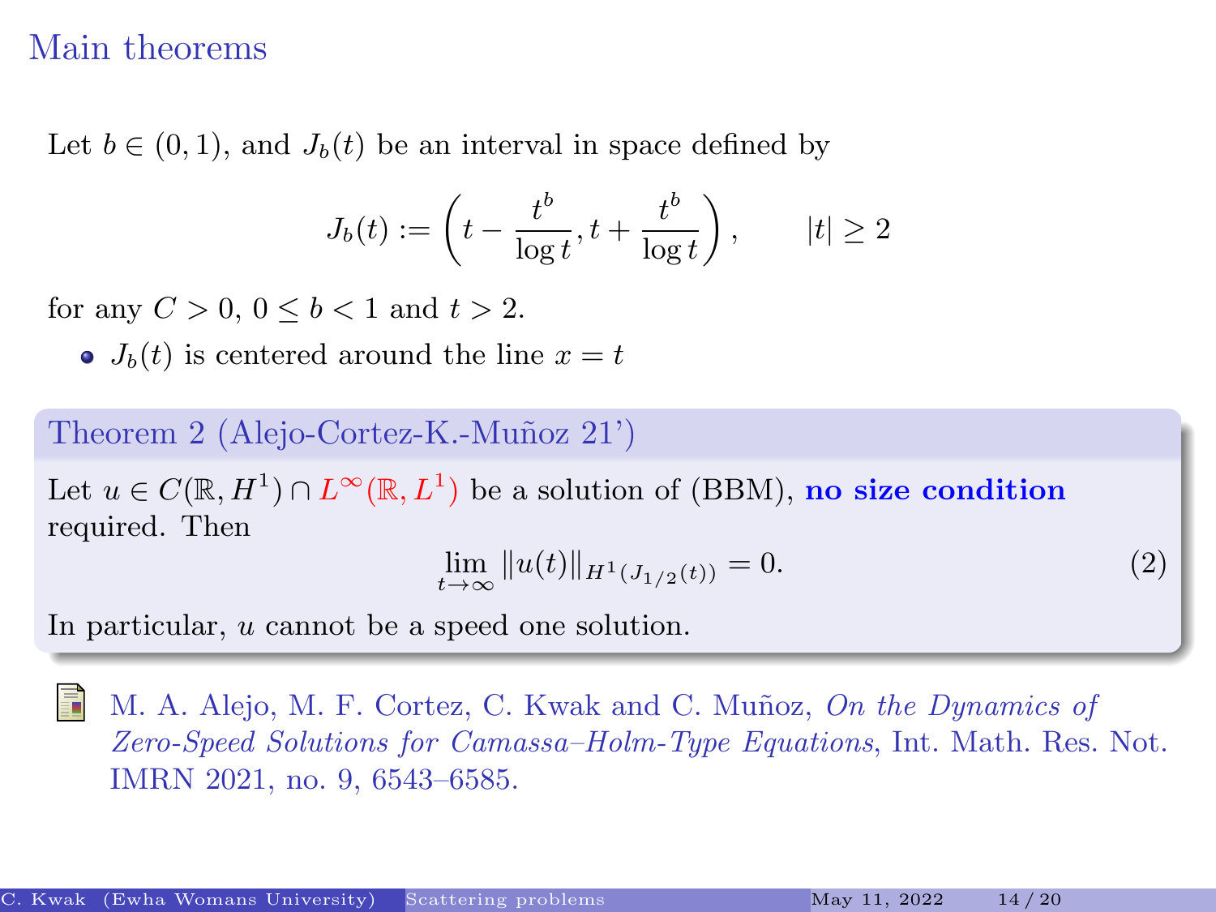## Main theorems

Let $b \in (0,1)$, and $J_b(t)$ be an interval in space defined by

$$J_b(t) := \left( t - \frac{t^b}{\log t}, t + \frac{t^b}{\log t} \right), \qquad |t| \geq 2$$

for any $C > 0$, $0 \leq b < 1$ and $t > 2$.

- $J_b(t)$ is centered around the line $x = t$

**Theorem 2 (Alejo-Cortez-K.-Muñoz 21')**

Let $u \in C(\mathbb{R}, H^1) \cap L^\infty(\mathbb{R}, L^1)$ be a solution of (BBM), **no size condition** required. Then

$$\lim_{t \to \infty} \|u(t)\|_{H^1(J_{1/2}(t))} = 0. \tag{2}$$

In particular, $u$ cannot be a speed one solution.

M. A. Alejo, M. F. Cortez, C. Kwak and C. Muñoz, *On the Dynamics of Zero-Speed Solutions for Camassa–Holm-Type Equations*, Int. Math. Res. Not. IMRN 2021, no. 9, 6543–6585.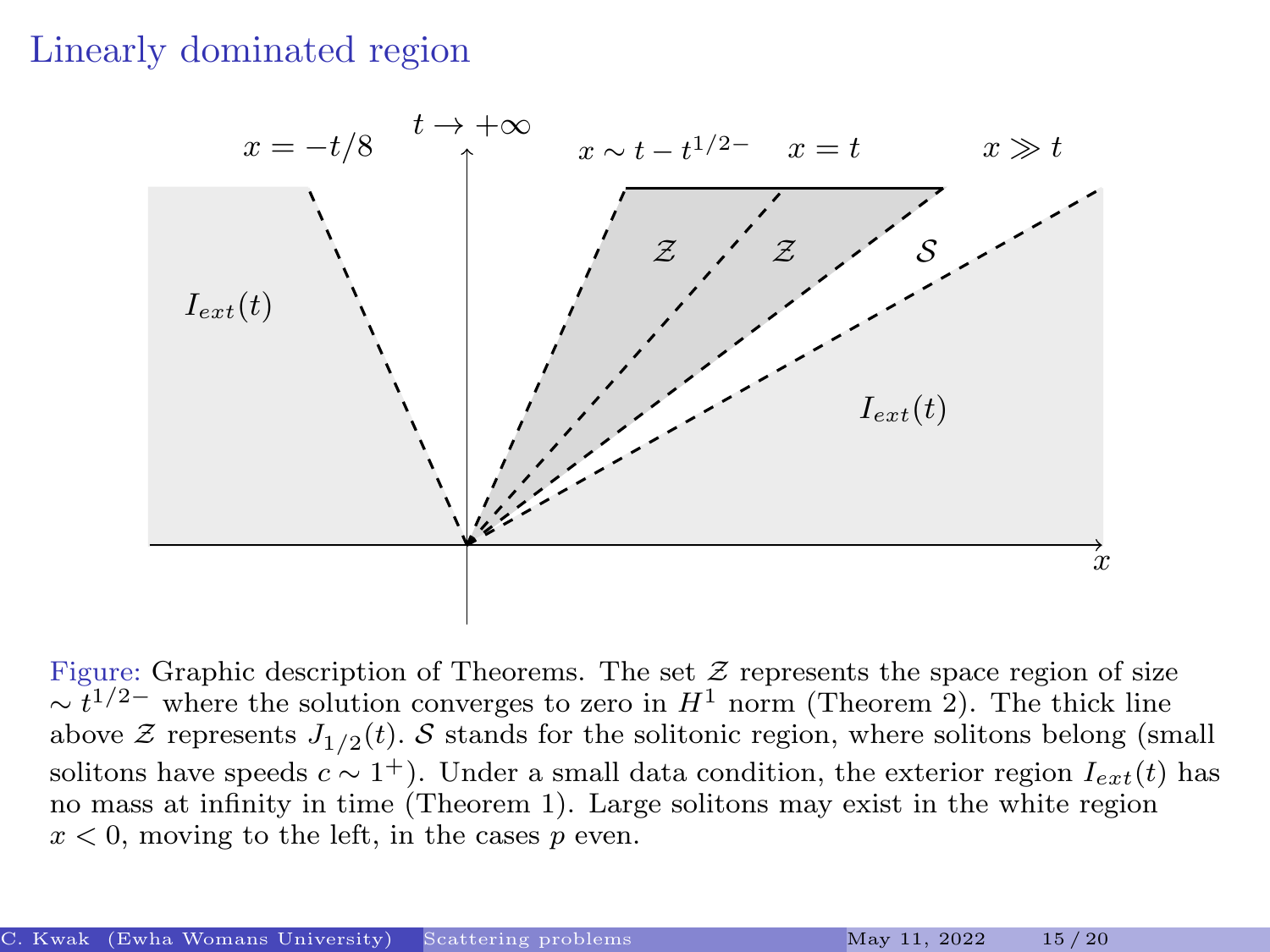# Linearly dominated region

$x = -t/8$ $\quad t \to +\infty \quad$ $x \sim t - t^{1/2-}$ $\quad x = t \quad$ $x \gg t$

$I_{ext}(t)$ $\quad \mathcal{Z} \quad \mathcal{Z} \quad \mathcal{S} \quad$ $I_{ext}(t)$

$x$

Figure: Graphic description of Theorems. The set $\mathcal{Z}$ represents the space region of size $\sim t^{1/2-}$ where the solution converges to zero in $H^1$ norm (Theorem 2). The thick line above $\mathcal{Z}$ represents $J_{1/2}(t)$. $\mathcal{S}$ stands for the solitonic region, where solitons belong (small solitons have speeds $c \sim 1^+$). Under a small data condition, the exterior region $I_{ext}(t)$ has no mass at infinity in time (Theorem 1). Large solitons may exist in the white region $x < 0$, moving to the left, in the cases $p$ even.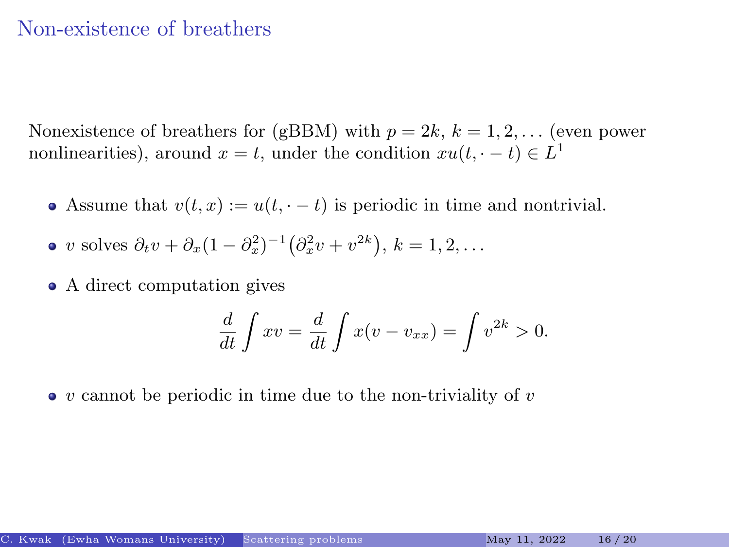# Non-existence of breathers

Nonexistence of breathers for (gBBM) with $p = 2k$, $k = 1, 2, \dots$ (even power nonlinearities), around $x = t$, under the condition $xu(t, \cdot - t) \in L^1$

- Assume that $v(t, x) := u(t, \cdot - t)$ is periodic in time and nontrivial.
- $v$ solves $\partial_t v + \partial_x (1 - \partial_x^2)^{-1} \big(\partial_x^2 v + v^{2k}\big)$, $k = 1, 2, \dots$
- A direct computation gives

$$\frac{d}{dt} \int xv = \frac{d}{dt} \int x(v - v_{xx}) = \int v^{2k} > 0.$$

- $v$ cannot be periodic in time due to the non-triviality of $v$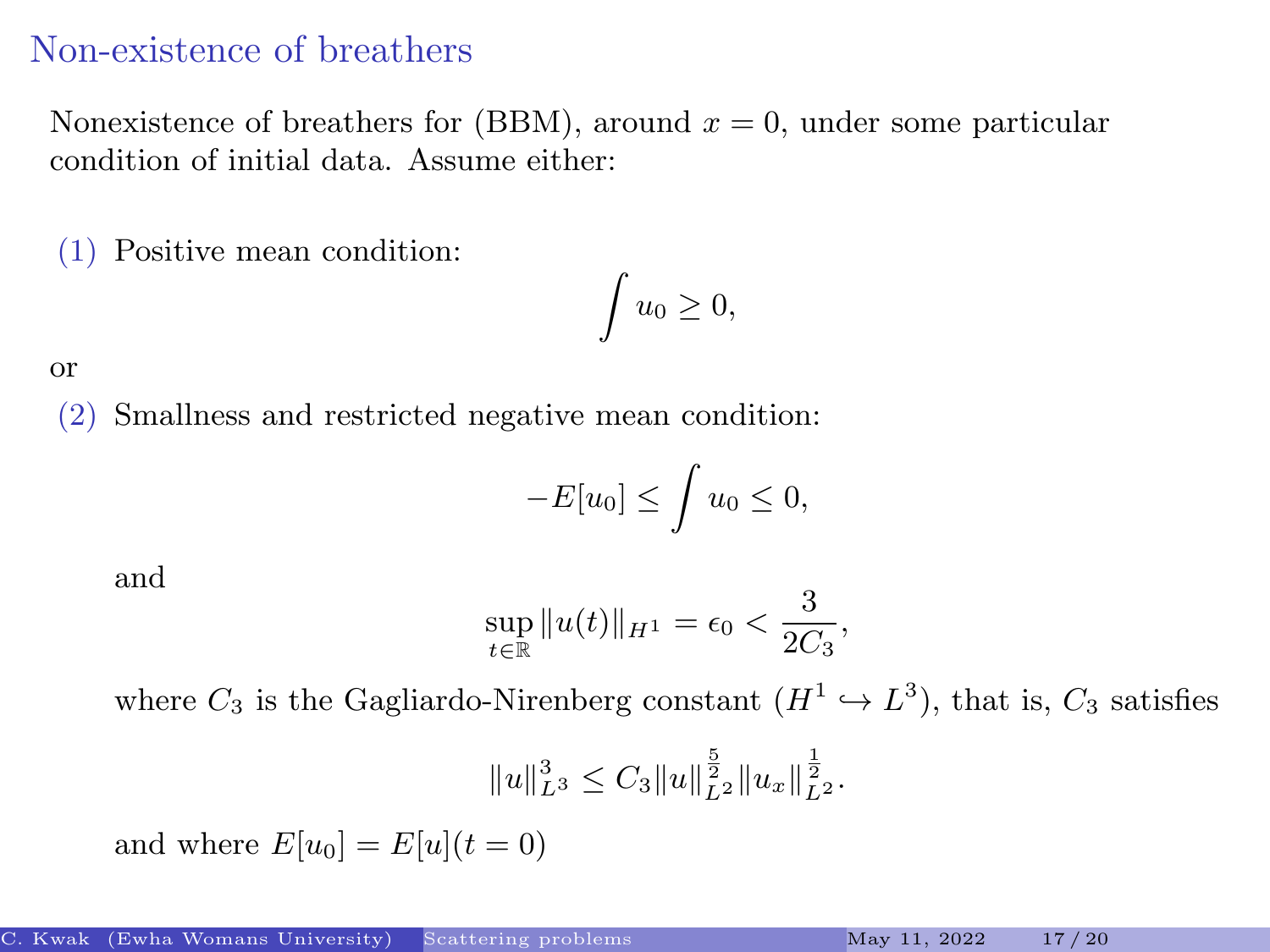# Non-existence of breathers

Nonexistence of breathers for (BBM), around $x = 0$, under some particular condition of initial data. Assume either:

(1) Positive mean condition:

$$\int u_0 \geq 0,$$

or

(2) Smallness and restricted negative mean condition:

$$-E[u_0] \leq \int u_0 \leq 0,$$

and

$$\sup_{t \in \mathbb{R}} \|u(t)\|_{H^1} = \epsilon_0 < \frac{3}{2C_3},$$

where $C_3$ is the Gagliardo-Nirenberg constant ($H^1 \hookrightarrow L^3$), that is, $C_3$ satisfies

$$\|u\|_{L^3}^3 \leq C_3 \|u\|_{L^2}^{\frac{5}{2}} \|u_x\|_{L^2}^{\frac{1}{2}}.$$

and where $E[u_0] = E[u](t = 0)$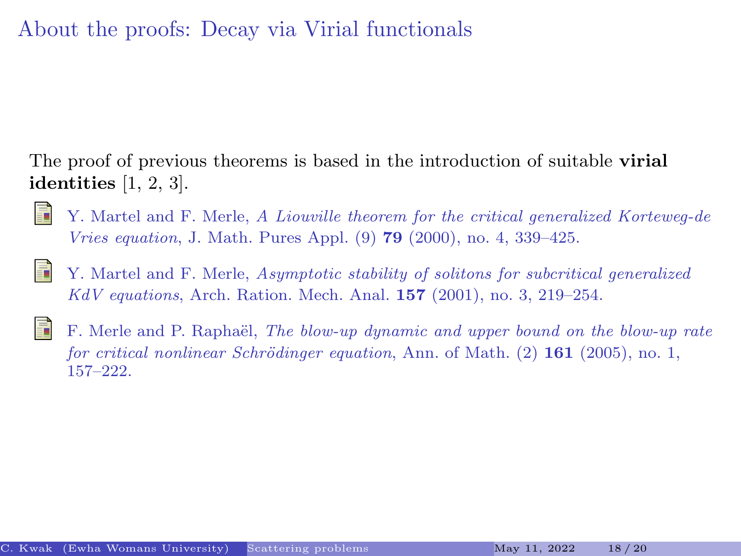# About the proofs: Decay via Virial functionals

The proof of previous theorems is based in the introduction of suitable **virial identities** [1, 2, 3].

1. Y. Martel and F. Merle, *A Liouville theorem for the critical generalized Korteweg-de Vries equation*, J. Math. Pures Appl. (9) **79** (2000), no. 4, 339–425.

2. Y. Martel and F. Merle, *Asymptotic stability of solitons for subcritical generalized KdV equations*, Arch. Ration. Mech. Anal. **157** (2001), no. 3, 219–254.

3. F. Merle and P. Raphaël, *The blow-up dynamic and upper bound on the blow-up rate for critical nonlinear Schrödinger equation*, Ann. of Math. (2) **161** (2005), no. 1, 157–222.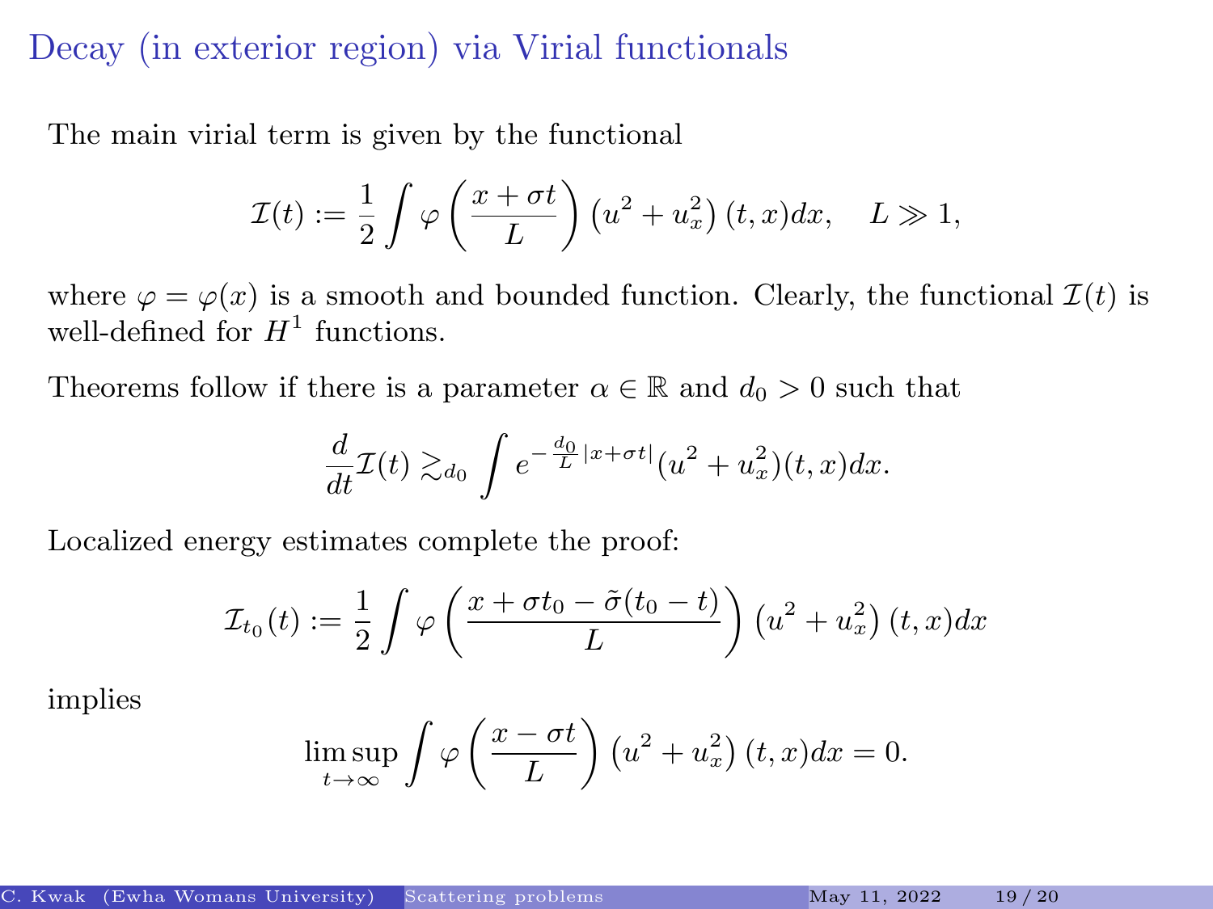# Decay (in exterior region) via Virial functionals

The main virial term is given by the functional

$$\mathcal{I}(t) := \frac{1}{2}\int \varphi\left(\frac{x+\sigma t}{L}\right)\left(u^2 + u_x^2\right)(t,x)dx, \quad L \gg 1,$$

where $\varphi = \varphi(x)$ is a smooth and bounded function. Clearly, the functional $\mathcal{I}(t)$ is well-defined for $H^1$ functions.

Theorems follow if there is a parameter $\alpha \in \mathbb{R}$ and $d_0 > 0$ such that

$$\frac{d}{dt}\mathcal{I}(t) \gtrsim_{d_0} \int e^{-\frac{d_0}{L}|x+\sigma t|}(u^2 + u_x^2)(t,x)dx.$$

Localized energy estimates complete the proof:

$$\mathcal{I}_{t_0}(t) := \frac{1}{2}\int \varphi\left(\frac{x+\sigma t_0 - \tilde{\sigma}(t_0 - t)}{L}\right)\left(u^2 + u_x^2\right)(t,x)dx$$

implies

$$\limsup_{t\to\infty} \int \varphi\left(\frac{x-\sigma t}{L}\right)\left(u^2 + u_x^2\right)(t,x)dx = 0.$$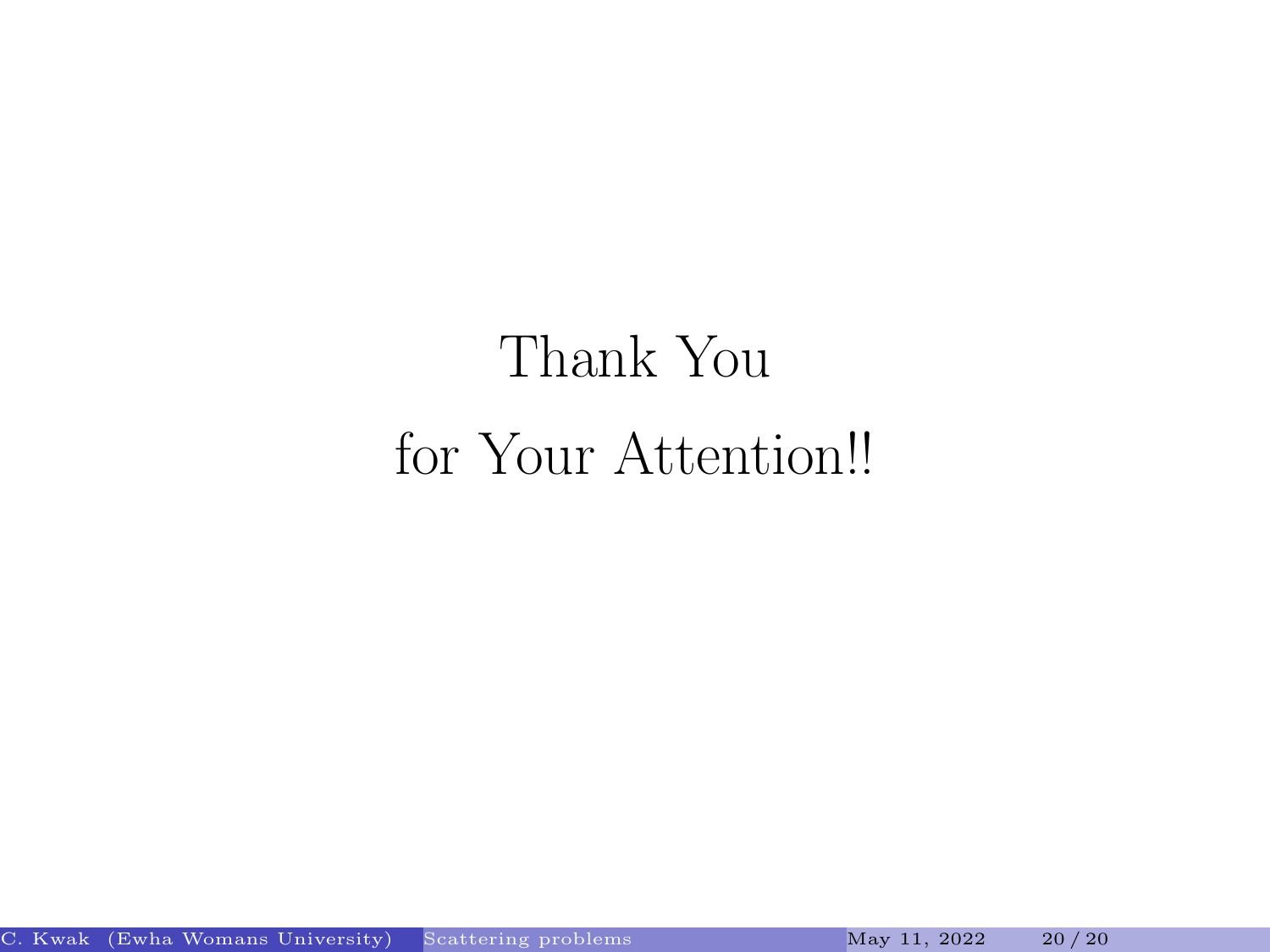Thank You

for Your Attention!!